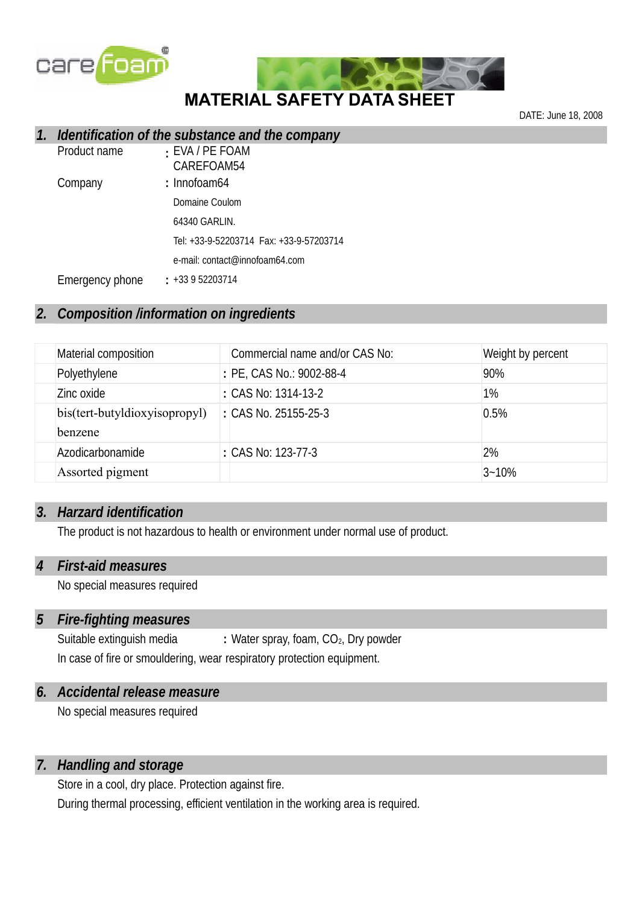# MATERIAL SAFETY DATA SHEET

DATE: June 18, 2008

## 1. Identification of the substance and the company

Product name : EVA / PE FOAM
CAREFOAM54

Company : Innofoam64

Domaine Coulom

64340 GARLIN.

Tel: +33-9-52203714 Fax: +33-9-57203714

e-mail: contact@innofoam64.com

Emergency phone : +33 9 52203714

## 2. Composition /information on ingredients

| Material composition | Commercial name and/or CAS No: | Weight by percent |
|---|---|---|
| Polyethylene | : PE, CAS No.: 9002-88-4 | 90% |
| Zinc oxide | : CAS No: 1314-13-2 | 1% |
| bis(tert-butyldioxyisopropyl) benzene | : CAS No. 25155-25-3 | 0.5% |
| Azodicarbonamide | : CAS No: 123-77-3 | 2% |
| Assorted pigment | | 3~10% |

## 3. Harzard identification

The product is not hazardous to health or environment under normal use of product.

## 4 First-aid measures

No special measures required

## 5 Fire-fighting measures

Suitable extinguish media : Water spray, foam, $CO_2$, Dry powder

In case of fire or smouldering, wear respiratory protection equipment.

## 6. Accidental release measure

No special measures required

## 7. Handling and storage

Store in a cool, dry place. Protection against fire.

During thermal processing, efficient ventilation in the working area is required.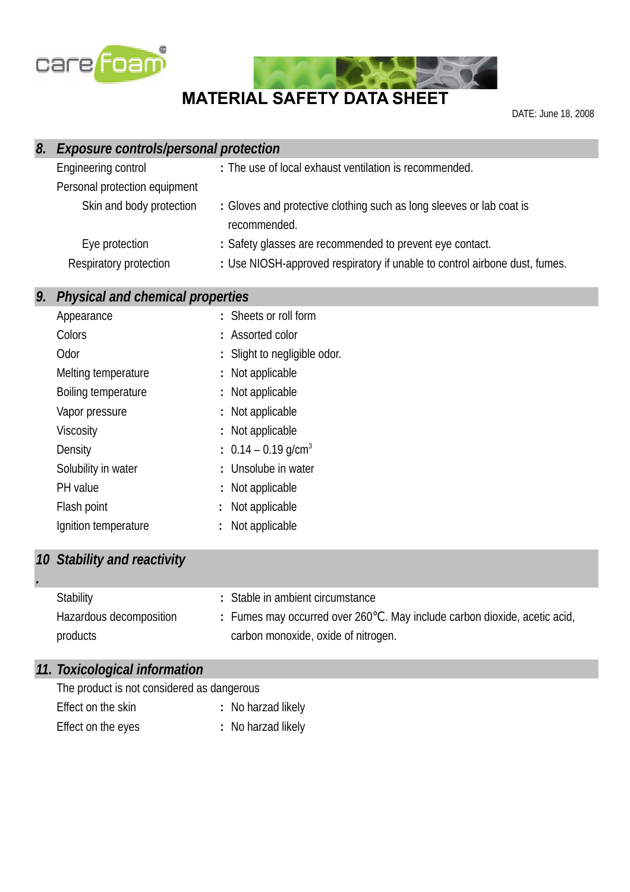# MATERIAL SAFETY DATA SHEET

DATE: June 18, 2008

## 8. Exposure controls/personal protection

Engineering control : The use of local exhaust ventilation is recommended.

Personal protection equipment

- Skin and body protection : Gloves and protective clothing such as long sleeves or lab coat is recommended.
- Eye protection : Safety glasses are recommended to prevent eye contact.
- Respiratory protection : Use NIOSH-approved respiratory if unable to control airbone dust, fumes.

## 9. Physical and chemical properties

| | |
|---|---|
| Appearance | : Sheets or roll form |
| Colors | : Assorted color |
| Odor | : Slight to negligible odor. |
| Melting temperature | : Not applicable |
| Boiling temperature | : Not applicable |
| Vapor pressure | : Not applicable |
| Viscosity | : Not applicable |
| Density | : 0.14 – 0.19 g/cm$^3$ |
| Solubility in water | : Unsolube in water |
| PH value | : Not applicable |
| Flash point | : Not applicable |
| Ignition temperature | : Not applicable |

## 10. Stability and reactivity

| | |
|---|---|
| Stability | : Stable in ambient circumstance |
| Hazardous decomposition products | : Fumes may occurred over 260℃. May include carbon dioxide, acetic acid, carbon monoxide, oxide of nitrogen. |

## 11. Toxicological information

The product is not considered as dangerous

| | |
|---|---|
| Effect on the skin | : No harzad likely |
| Effect on the eyes | : No harzad likely |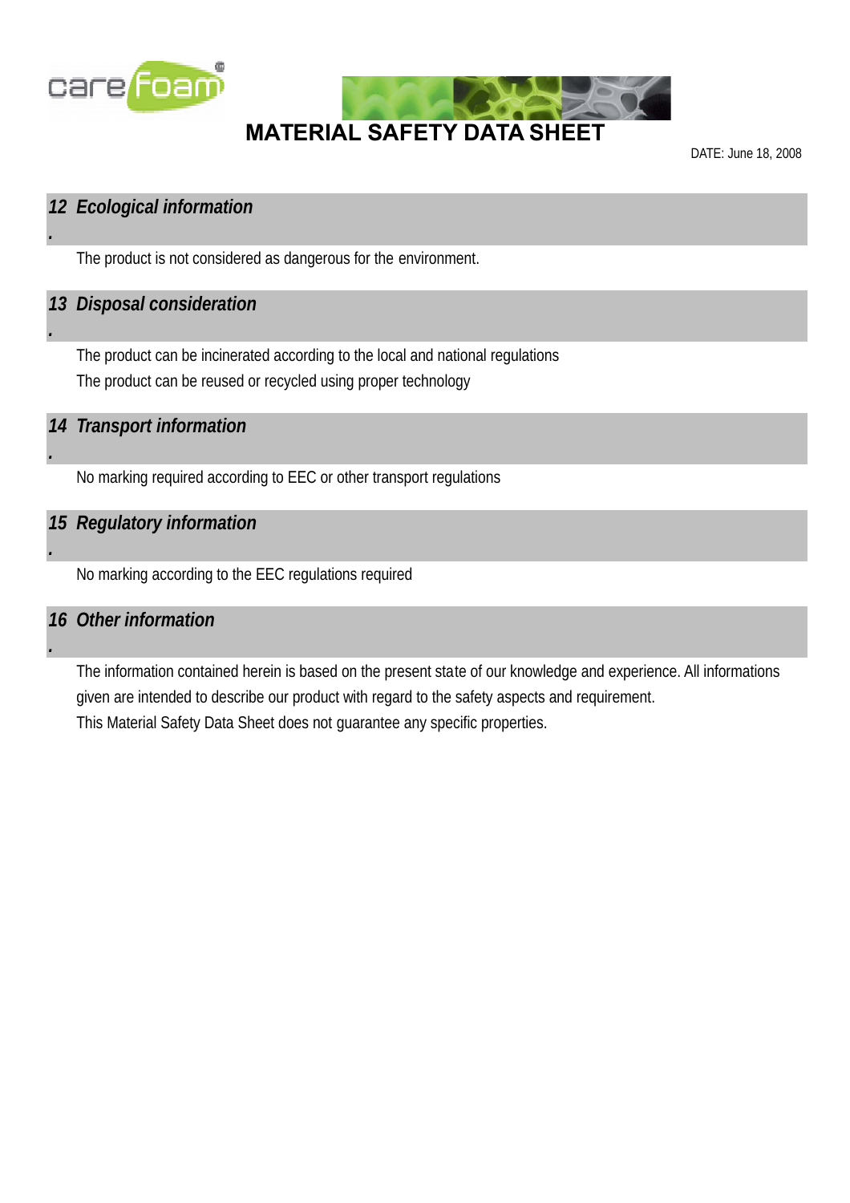# MATERIAL SAFETY DATA SHEET

DATE: June 18, 2008

## *12 Ecological information*

The product is not considered as dangerous for the environment.

## *13 Disposal consideration*

The product can be incinerated according to the local and national regulations

The product can be reused or recycled using proper technology

## *14 Transport information*

No marking required according to EEC or other transport regulations

## *15 Regulatory information*

No marking according to the EEC regulations required

## *16 Other information*

The information contained herein is based on the present state of our knowledge and experience. All informations given are intended to describe our product with regard to the safety aspects and requirement.

This Material Safety Data Sheet does not guarantee any specific properties.